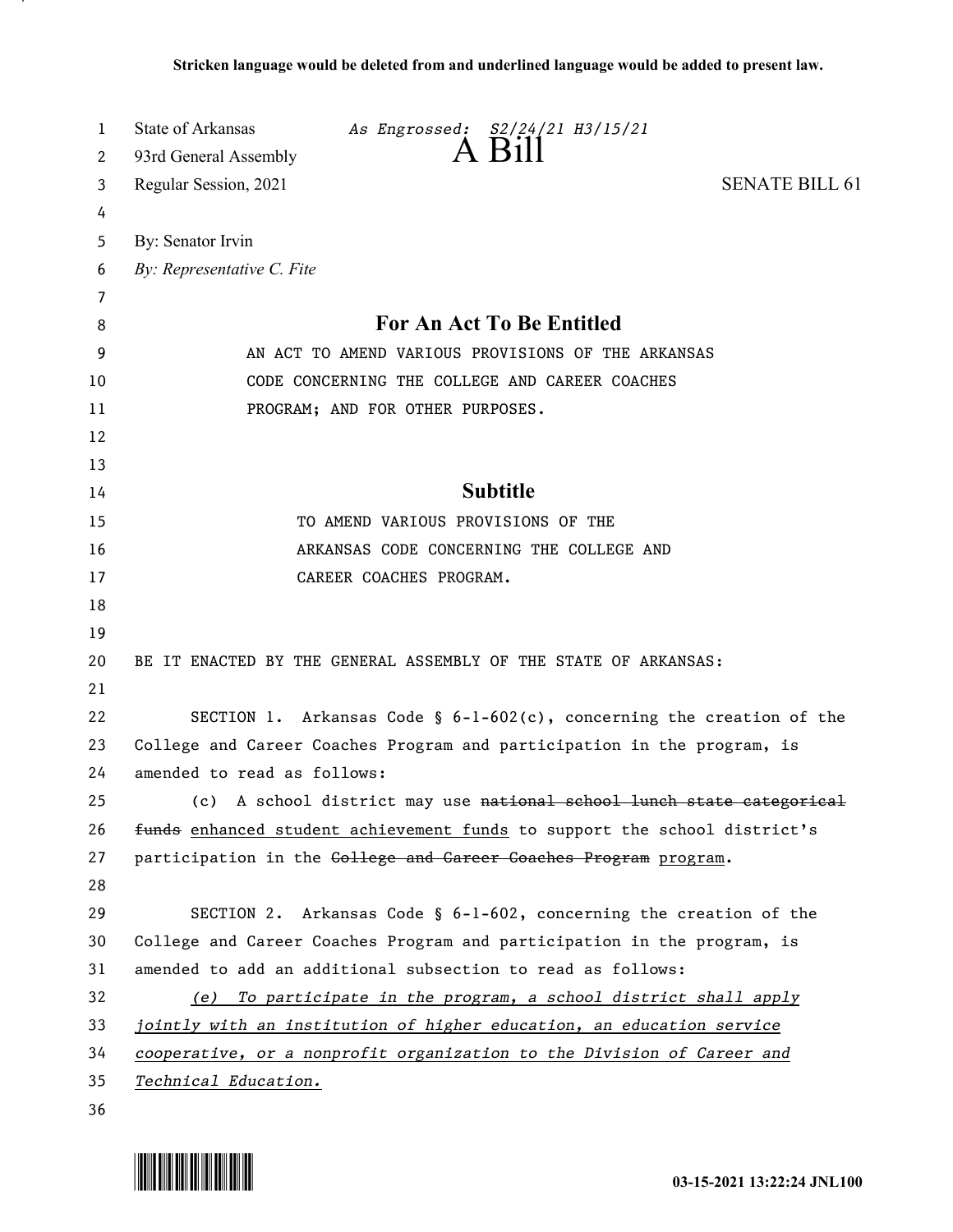Stricken language would be deleted from and underlined language would be added to present law.

State of Arkansas *As Engrossed: S2/24/21 H3/15/21*

93rd General Assembly

# A Bill

Regular Session, 2021 SENATE BILL 61

By: Senator Irvin

*By: Representative C. Fite*

## For An Act To Be Entitled

AN ACT TO AMEND VARIOUS PROVISIONS OF THE ARKANSAS CODE CONCERNING THE COLLEGE AND CAREER COACHES PROGRAM; AND FOR OTHER PURPOSES.

## Subtitle

TO AMEND VARIOUS PROVISIONS OF THE ARKANSAS CODE CONCERNING THE COLLEGE AND CAREER COACHES PROGRAM.

BE IT ENACTED BY THE GENERAL ASSEMBLY OF THE STATE OF ARKANSAS:

SECTION 1. Arkansas Code § 6-1-602(c), concerning the creation of the College and Career Coaches Program and participation in the program, is amended to read as follows:

(c) A school district may use ~~national school lunch state categorical funds~~ <u>enhanced student achievement funds</u> to support the school district's participation in the ~~College and Career Coaches Program~~ <u>program</u>.

SECTION 2. Arkansas Code § 6-1-602, concerning the creation of the College and Career Coaches Program and participation in the program, is amended to add an additional subsection to read as follows:

<u>*(e) To participate in the program, a school district shall apply jointly with an institution of higher education, an education service cooperative, or a nonprofit organization to the Division of Career and Technical Education.*</u>

03-15-2021 13:22:24 JNL100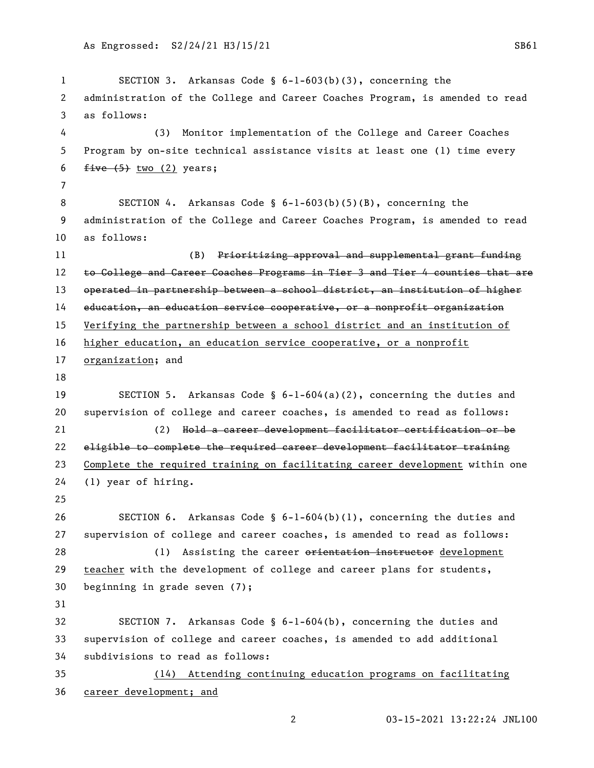SECTION 3. Arkansas Code § 6-1-603(b)(3), concerning the administration of the College and Career Coaches Program, is amended to read as follows:

(3) Monitor implementation of the College and Career Coaches Program by on-site technical assistance visits at least one (1) time every ~~five (5)~~ <u>two (2)</u> years;

SECTION 4. Arkansas Code § 6-1-603(b)(5)(B), concerning the administration of the College and Career Coaches Program, is amended to read as follows:

(B) ~~Prioritizing approval and supplemental grant funding to College and Career Coaches Programs in Tier 3 and Tier 4 counties that are operated in partnership between a school district, an institution of higher education, an education service cooperative, or a nonprofit organization~~ <u>Verifying the partnership between a school district and an institution of higher education, an education service cooperative, or a nonprofit organization</u>; and

SECTION 5. Arkansas Code § 6-1-604(a)(2), concerning the duties and supervision of college and career coaches, is amended to read as follows:

(2) ~~Hold a career development facilitator certification or be eligible to complete the required career development facilitator training~~ <u>Complete the required training on facilitating career development</u> within one (1) year of hiring.

SECTION 6. Arkansas Code § 6-1-604(b)(1), concerning the duties and supervision of college and career coaches, is amended to read as follows:

(1) Assisting the career ~~orientation instructor~~ <u>development teacher</u> with the development of college and career plans for students, beginning in grade seven (7);

SECTION 7. Arkansas Code § 6-1-604(b), concerning the duties and supervision of college and career coaches, is amended to add additional subdivisions to read as follows:

<u>(14) Attending continuing education programs on facilitating career development; and</u>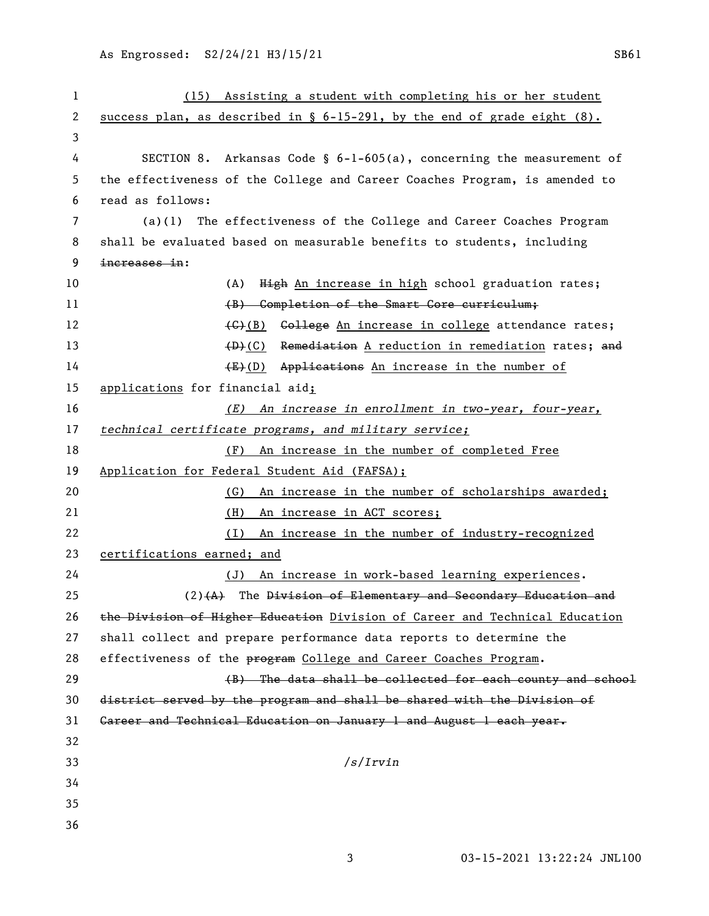(15) Assisting a student with completing his or her student success plan, as described in § 6-15-291, by the end of grade eight (8).

SECTION 8. Arkansas Code § 6-1-605(a), concerning the measurement of the effectiveness of the College and Career Coaches Program, is amended to read as follows:

(a)(1) The effectiveness of the College and Career Coaches Program shall be evaluated based on measurable benefits to students, including ~~increases in~~:

(A) ~~High~~ An increase in high school graduation rates;

~~(B) Completion of the Smart Core curriculum;~~

~~(C)~~(B) ~~College~~ An increase in college attendance rates;

~~(D)~~(C) ~~Remediation~~ A reduction in remediation rates; ~~and~~

~~(E)~~(D) ~~Applications~~ An increase in the number of applications for financial aid;

*(E) An increase in enrollment in two-year, four-year, technical certificate programs, and military service;*

(F) An increase in the number of completed Free Application for Federal Student Aid (FAFSA);

(G) An increase in the number of scholarships awarded;

(H) An increase in ACT scores;

(I) An increase in the number of industry-recognized certifications earned; and

(J) An increase in work-based learning experiences.

(2)~~(A)~~ The ~~Division of Elementary and Secondary Education and the Division of Higher Education~~ Division of Career and Technical Education shall collect and prepare performance data reports to determine the effectiveness of the ~~program~~ College and Career Coaches Program.

~~(B) The data shall be collected for each county and school district served by the program and shall be shared with the Division of Career and Technical Education on January 1 and August 1 each year.~~

*/s/Irvin*